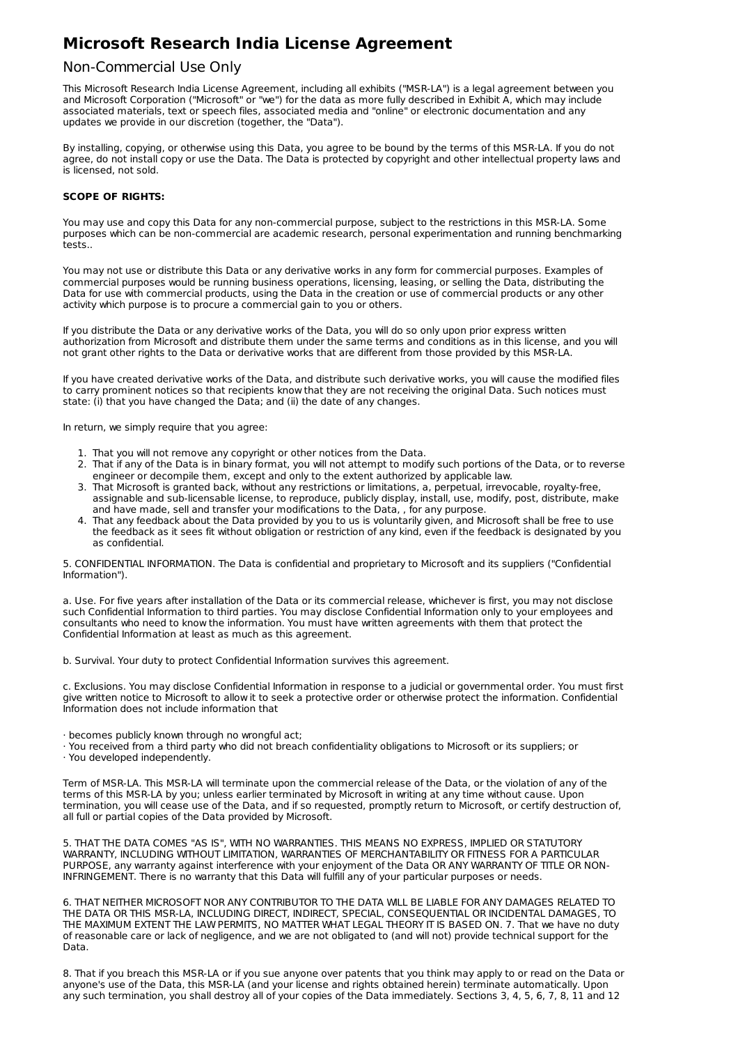# Microsoft Research India License Agreement

## Non-Commercial Use Only

This Microsoft Research India License Agreement, including all exhibits ("MSR-LA") is a legal agreement between you and Microsoft Corporation ("Microsoft" or "we") for the data as more fully described in Exhibit A, which may include associated materials, text or speech files, associated media and "online" or electronic documentation and any updates we provide in our discretion (together, the "Data").

By installing, copying, or otherwise using this Data, you agree to be bound by the terms of this MSR-LA. If you do not agree, do not install copy or use the Data. The Data is protected by copyright and other intellectual property laws and is licensed, not sold.

**SCOPE OF RIGHTS:**

You may use and copy this Data for any non-commercial purpose, subject to the restrictions in this MSR-LA. Some purposes which can be non-commercial are academic research, personal experimentation and running benchmarking tests..

You may not use or distribute this Data or any derivative works in any form for commercial purposes. Examples of commercial purposes would be running business operations, licensing, leasing, or selling the Data, distributing the Data for use with commercial products, using the Data in the creation or use of commercial products or any other activity which purpose is to procure a commercial gain to you or others.

If you distribute the Data or any derivative works of the Data, you will do so only upon prior express written authorization from Microsoft and distribute them under the same terms and conditions as in this license, and you will not grant other rights to the Data or derivative works that are different from those provided by this MSR-LA.

If you have created derivative works of the Data, and distribute such derivative works, you will cause the modified files to carry prominent notices so that recipients know that they are not receiving the original Data. Such notices must state: (i) that you have changed the Data; and (ii) the date of any changes.

In return, we simply require that you agree:

1. That you will not remove any copyright or other notices from the Data.
2. That if any of the Data is in binary format, you will not attempt to modify such portions of the Data, or to reverse engineer or decompile them, except and only to the extent authorized by applicable law.
3. That Microsoft is granted back, without any restrictions or limitations, a, perpetual, irrevocable, royalty-free, assignable and sub-licensable license, to reproduce, publicly display, install, use, modify, post, distribute, make and have made, sell and transfer your modifications to the Data, , for any purpose.
4. That any feedback about the Data provided by you to us is voluntarily given, and Microsoft shall be free to use the feedback as it sees fit without obligation or restriction of any kind, even if the feedback is designated by you as confidential.

5. CONFIDENTIAL INFORMATION. The Data is confidential and proprietary to Microsoft and its suppliers ("Confidential Information").

a. Use. For five years after installation of the Data or its commercial release, whichever is first, you may not disclose such Confidential Information to third parties. You may disclose Confidential Information only to your employees and consultants who need to know the information. You must have written agreements with them that protect the Confidential Information at least as much as this agreement.

b. Survival. Your duty to protect Confidential Information survives this agreement.

c. Exclusions. You may disclose Confidential Information in response to a judicial or governmental order. You must first give written notice to Microsoft to allow it to seek a protective order or otherwise protect the information. Confidential Information does not include information that

· becomes publicly known through no wrongful act;
· You received from a third party who did not breach confidentiality obligations to Microsoft or its suppliers; or
· You developed independently.

Term of MSR-LA. This MSR-LA will terminate upon the commercial release of the Data, or the violation of any of the terms of this MSR-LA by you; unless earlier terminated by Microsoft in writing at any time without cause. Upon termination, you will cease use of the Data, and if so requested, promptly return to Microsoft, or certify destruction of, all full or partial copies of the Data provided by Microsoft.

5. THAT THE DATA COMES "AS IS", WITH NO WARRANTIES. THIS MEANS NO EXPRESS, IMPLIED OR STATUTORY WARRANTY, INCLUDING WITHOUT LIMITATION, WARRANTIES OF MERCHANTABILITY OR FITNESS FOR A PARTICULAR PURPOSE, any warranty against interference with your enjoyment of the Data OR ANY WARRANTY OF TITLE OR NON-INFRINGEMENT. There is no warranty that this Data will fulfill any of your particular purposes or needs.

6. THAT NEITHER MICROSOFT NOR ANY CONTRIBUTOR TO THE DATA WILL BE LIABLE FOR ANY DAMAGES RELATED TO THE DATA OR THIS MSR-LA, INCLUDING DIRECT, INDIRECT, SPECIAL, CONSEQUENTIAL OR INCIDENTAL DAMAGES, TO THE MAXIMUM EXTENT THE LAW PERMITS, NO MATTER WHAT LEGAL THEORY IT IS BASED ON. 7. That we have no duty of reasonable care or lack of negligence, and we are not obligated to (and will not) provide technical support for the Data.

8. That if you breach this MSR-LA or if you sue anyone over patents that you think may apply to or read on the Data or anyone's use of the Data, this MSR-LA (and your license and rights obtained herein) terminate automatically. Upon any such termination, you shall destroy all of your copies of the Data immediately. Sections 3, 4, 5, 6, 7, 8, 11 and 12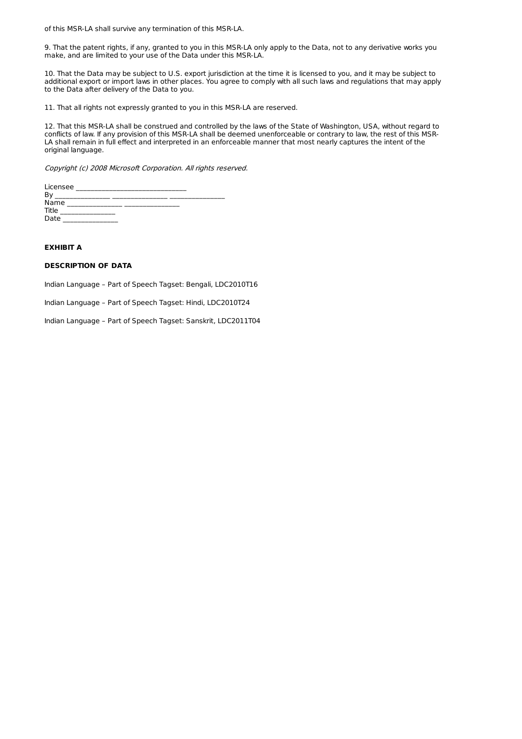of this MSR-LA shall survive any termination of this MSR-LA.

9. That the patent rights, if any, granted to you in this MSR-LA only apply to the Data, not to any derivative works you make, and are limited to your use of the Data under this MSR-LA.

10. That the Data may be subject to U.S. export jurisdiction at the time it is licensed to you, and it may be subject to additional export or import laws in other places. You agree to comply with all such laws and regulations that may apply to the Data after delivery of the Data to you.

11. That all rights not expressly granted to you in this MSR-LA are reserved.

12. That this MSR-LA shall be construed and controlled by the laws of the State of Washington, USA, without regard to conflicts of law. If any provision of this MSR-LA shall be deemed unenforceable or contrary to law, the rest of this MSR-LA shall remain in full effect and interpreted in an enforceable manner that most nearly captures the intent of the original language.

*Copyright (c) 2008 Microsoft Corporation. All rights reserved.*

Licensee _______________________________
By _______________ _______________ _______________
Name _______________ _______________
Title _______________
Date _______________

**EXHIBIT A**

**DESCRIPTION OF DATA**

Indian Language – Part of Speech Tagset: Bengali, LDC2010T16

Indian Language – Part of Speech Tagset: Hindi, LDC2010T24

Indian Language – Part of Speech Tagset: Sanskrit, LDC2011T04